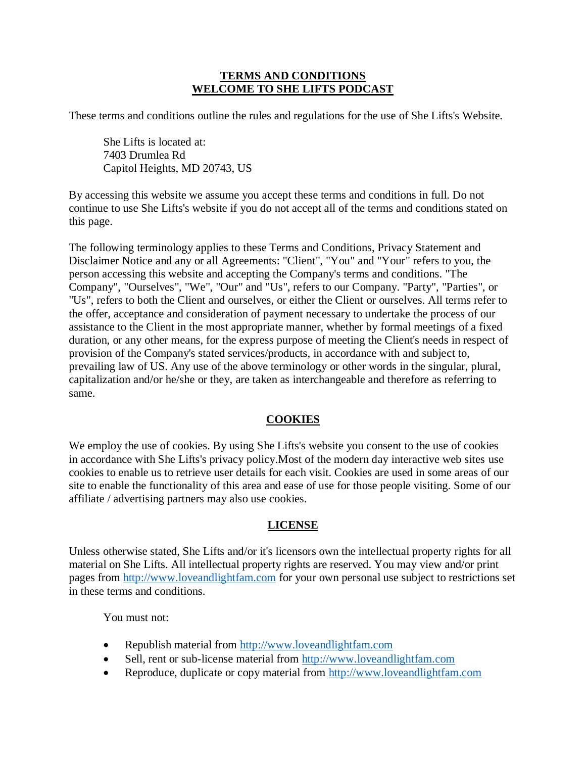# TERMS AND CONDITIONS
# WELCOME TO SHE LIFTS PODCAST

These terms and conditions outline the rules and regulations for the use of She Lifts's Website.

> She Lifts is located at:
> 7403 Drumlea Rd
> Capitol Heights, MD 20743, US

By accessing this website we assume you accept these terms and conditions in full. Do not continue to use She Lifts's website if you do not accept all of the terms and conditions stated on this page.

The following terminology applies to these Terms and Conditions, Privacy Statement and Disclaimer Notice and any or all Agreements: "Client", "You" and "Your" refers to you, the person accessing this website and accepting the Company's terms and conditions. "The Company", "Ourselves", "We", "Our" and "Us", refers to our Company. "Party", "Parties", or "Us", refers to both the Client and ourselves, or either the Client or ourselves. All terms refer to the offer, acceptance and consideration of payment necessary to undertake the process of our assistance to the Client in the most appropriate manner, whether by formal meetings of a fixed duration, or any other means, for the express purpose of meeting the Client's needs in respect of provision of the Company's stated services/products, in accordance with and subject to, prevailing law of US. Any use of the above terminology or other words in the singular, plural, capitalization and/or he/she or they, are taken as interchangeable and therefore as referring to same.

## COOKIES

We employ the use of cookies. By using She Lifts's website you consent to the use of cookies in accordance with She Lifts's privacy policy.Most of the modern day interactive web sites use cookies to enable us to retrieve user details for each visit. Cookies are used in some areas of our site to enable the functionality of this area and ease of use for those people visiting. Some of our affiliate / advertising partners may also use cookies.

## LICENSE

Unless otherwise stated, She Lifts and/or it's licensors own the intellectual property rights for all material on She Lifts. All intellectual property rights are reserved. You may view and/or print pages from http://www.loveandlightfam.com for your own personal use subject to restrictions set in these terms and conditions.

You must not:

- Republish material from http://www.loveandlightfam.com
- Sell, rent or sub-license material from http://www.loveandlightfam.com
- Reproduce, duplicate or copy material from http://www.loveandlightfam.com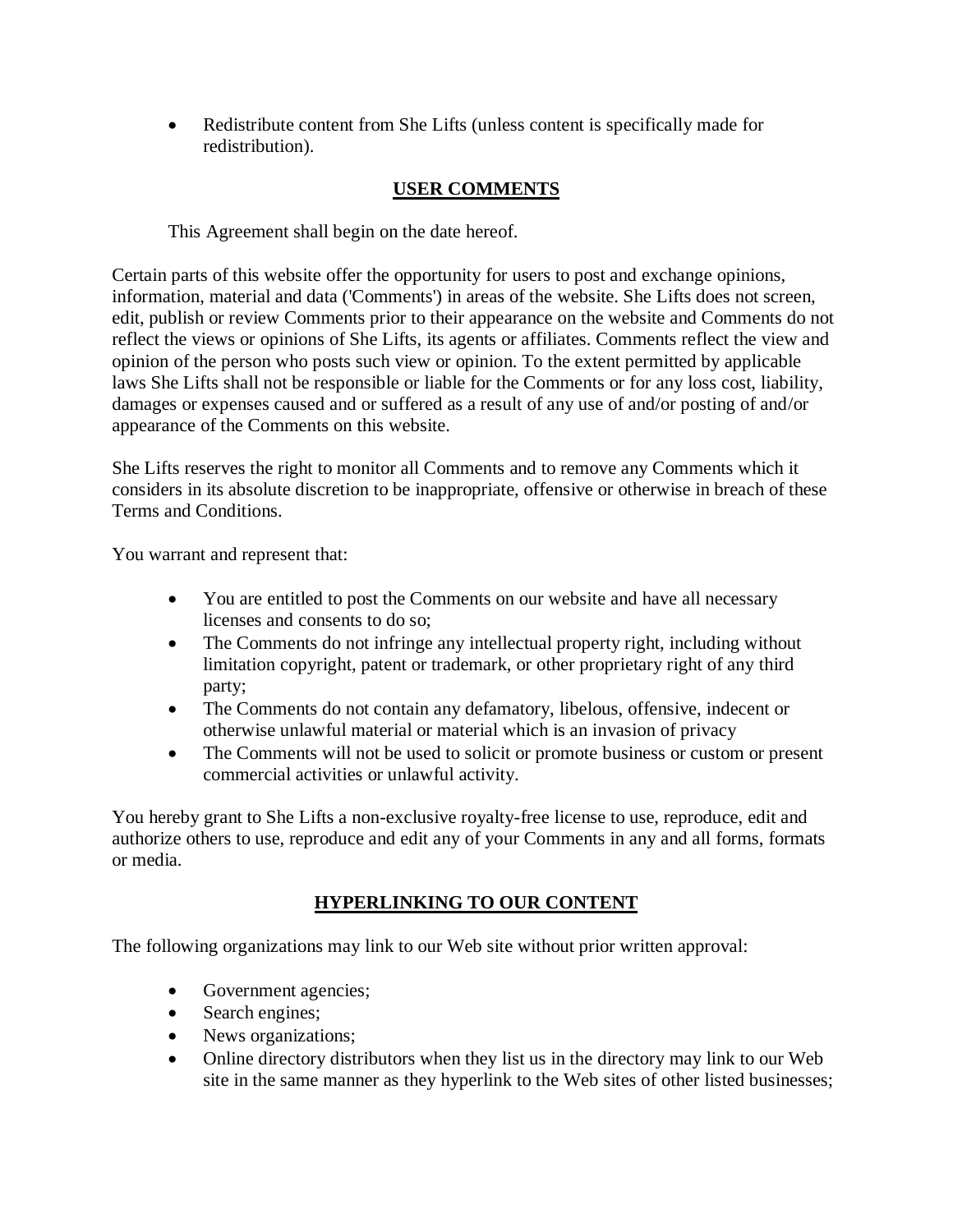- Redistribute content from She Lifts (unless content is specifically made for redistribution).

## USER COMMENTS

This Agreement shall begin on the date hereof.

Certain parts of this website offer the opportunity for users to post and exchange opinions, information, material and data ('Comments') in areas of the website. She Lifts does not screen, edit, publish or review Comments prior to their appearance on the website and Comments do not reflect the views or opinions of She Lifts, its agents or affiliates. Comments reflect the view and opinion of the person who posts such view or opinion. To the extent permitted by applicable laws She Lifts shall not be responsible or liable for the Comments or for any loss cost, liability, damages or expenses caused and or suffered as a result of any use of and/or posting of and/or appearance of the Comments on this website.

She Lifts reserves the right to monitor all Comments and to remove any Comments which it considers in its absolute discretion to be inappropriate, offensive or otherwise in breach of these Terms and Conditions.

You warrant and represent that:

- You are entitled to post the Comments on our website and have all necessary licenses and consents to do so;
- The Comments do not infringe any intellectual property right, including without limitation copyright, patent or trademark, or other proprietary right of any third party;
- The Comments do not contain any defamatory, libelous, offensive, indecent or otherwise unlawful material or material which is an invasion of privacy
- The Comments will not be used to solicit or promote business or custom or present commercial activities or unlawful activity.

You hereby grant to She Lifts a non-exclusive royalty-free license to use, reproduce, edit and authorize others to use, reproduce and edit any of your Comments in any and all forms, formats or media.

## HYPERLINKING TO OUR CONTENT

The following organizations may link to our Web site without prior written approval:

- Government agencies;
- Search engines;
- News organizations;
- Online directory distributors when they list us in the directory may link to our Web site in the same manner as they hyperlink to the Web sites of other listed businesses;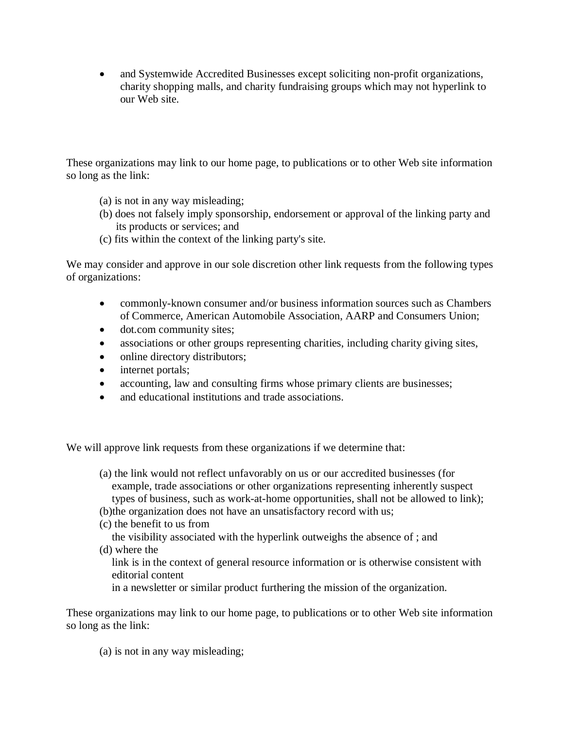- and Systemwide Accredited Businesses except soliciting non-profit organizations, charity shopping malls, and charity fundraising groups which may not hyperlink to our Web site.

These organizations may link to our home page, to publications or to other Web site information so long as the link:

(a) is not in any way misleading;
(b) does not falsely imply sponsorship, endorsement or approval of the linking party and its products or services; and
(c) fits within the context of the linking party's site.

We may consider and approve in our sole discretion other link requests from the following types of organizations:

- commonly-known consumer and/or business information sources such as Chambers of Commerce, American Automobile Association, AARP and Consumers Union;
- dot.com community sites;
- associations or other groups representing charities, including charity giving sites,
- online directory distributors;
- internet portals;
- accounting, law and consulting firms whose primary clients are businesses;
- and educational institutions and trade associations.

We will approve link requests from these organizations if we determine that:

(a) the link would not reflect unfavorably on us or our accredited businesses (for example, trade associations or other organizations representing inherently suspect types of business, such as work-at-home opportunities, shall not be allowed to link);
(b)the organization does not have an unsatisfactory record with us;
(c) the benefit to us from the visibility associated with the hyperlink outweighs the absence of ; and
(d) where the link is in the context of general resource information or is otherwise consistent with editorial content in a newsletter or similar product furthering the mission of the organization.

These organizations may link to our home page, to publications or to other Web site information so long as the link:

(a) is not in any way misleading;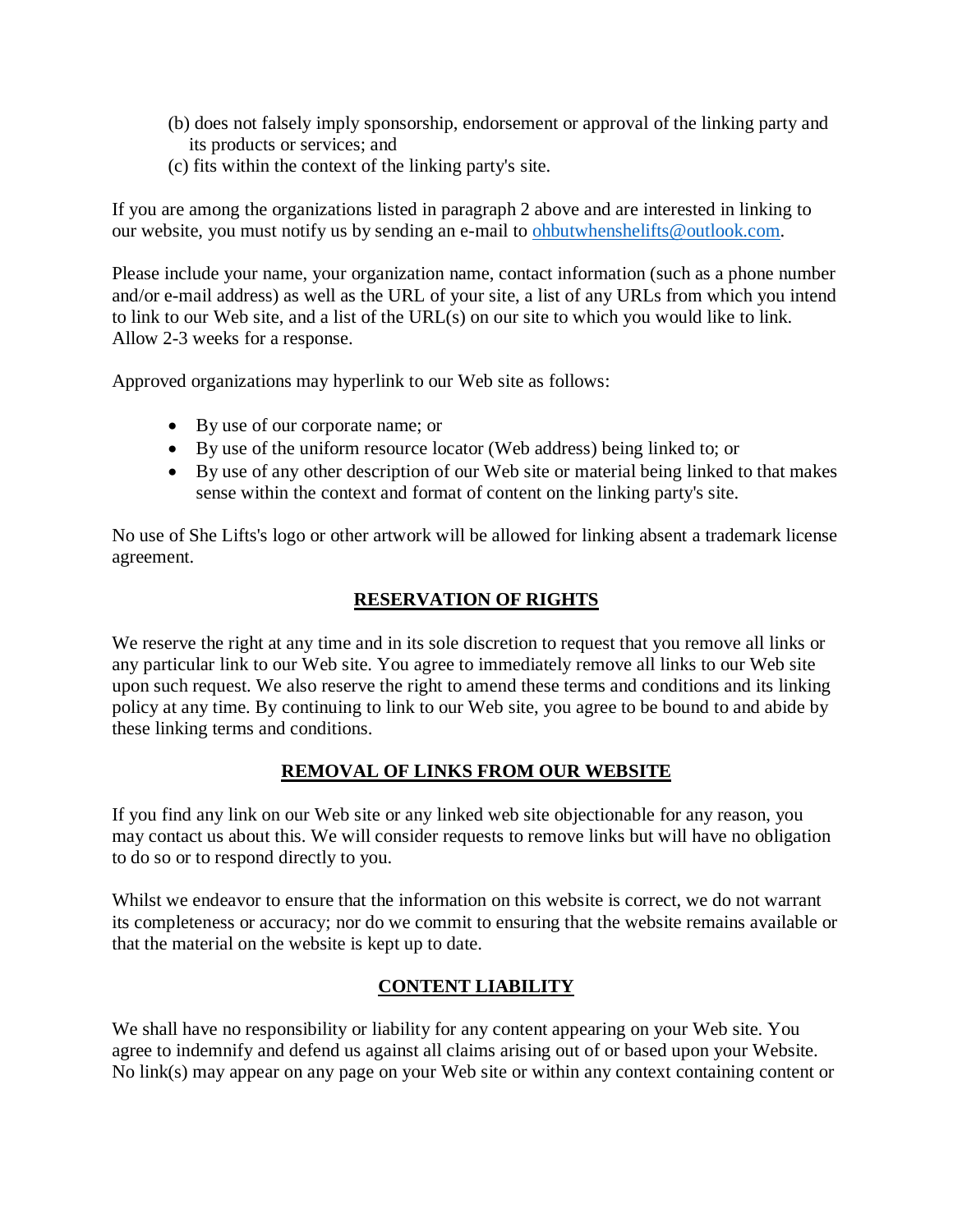(b) does not falsely imply sponsorship, endorsement or approval of the linking party and its products or services; and
(c) fits within the context of the linking party's site.

If you are among the organizations listed in paragraph 2 above and are interested in linking to our website, you must notify us by sending an e-mail to [ohbutwhenshelifts@outlook.com](mailto:ohbutwhenshelifts@outlook.com).

Please include your name, your organization name, contact information (such as a phone number and/or e-mail address) as well as the URL of your site, a list of any URLs from which you intend to link to our Web site, and a list of the URL(s) on our site to which you would like to link. Allow 2-3 weeks for a response.

Approved organizations may hyperlink to our Web site as follows:

- By use of our corporate name; or
- By use of the uniform resource locator (Web address) being linked to; or
- By use of any other description of our Web site or material being linked to that makes sense within the context and format of content on the linking party's site.

No use of She Lifts's logo or other artwork will be allowed for linking absent a trademark license agreement.

## RESERVATION OF RIGHTS

We reserve the right at any time and in its sole discretion to request that you remove all links or any particular link to our Web site. You agree to immediately remove all links to our Web site upon such request. We also reserve the right to amend these terms and conditions and its linking policy at any time. By continuing to link to our Web site, you agree to be bound to and abide by these linking terms and conditions.

## REMOVAL OF LINKS FROM OUR WEBSITE

If you find any link on our Web site or any linked web site objectionable for any reason, you may contact us about this. We will consider requests to remove links but will have no obligation to do so or to respond directly to you.

Whilst we endeavor to ensure that the information on this website is correct, we do not warrant its completeness or accuracy; nor do we commit to ensuring that the website remains available or that the material on the website is kept up to date.

## CONTENT LIABILITY

We shall have no responsibility or liability for any content appearing on your Web site. You agree to indemnify and defend us against all claims arising out of or based upon your Website. No link(s) may appear on any page on your Web site or within any context containing content or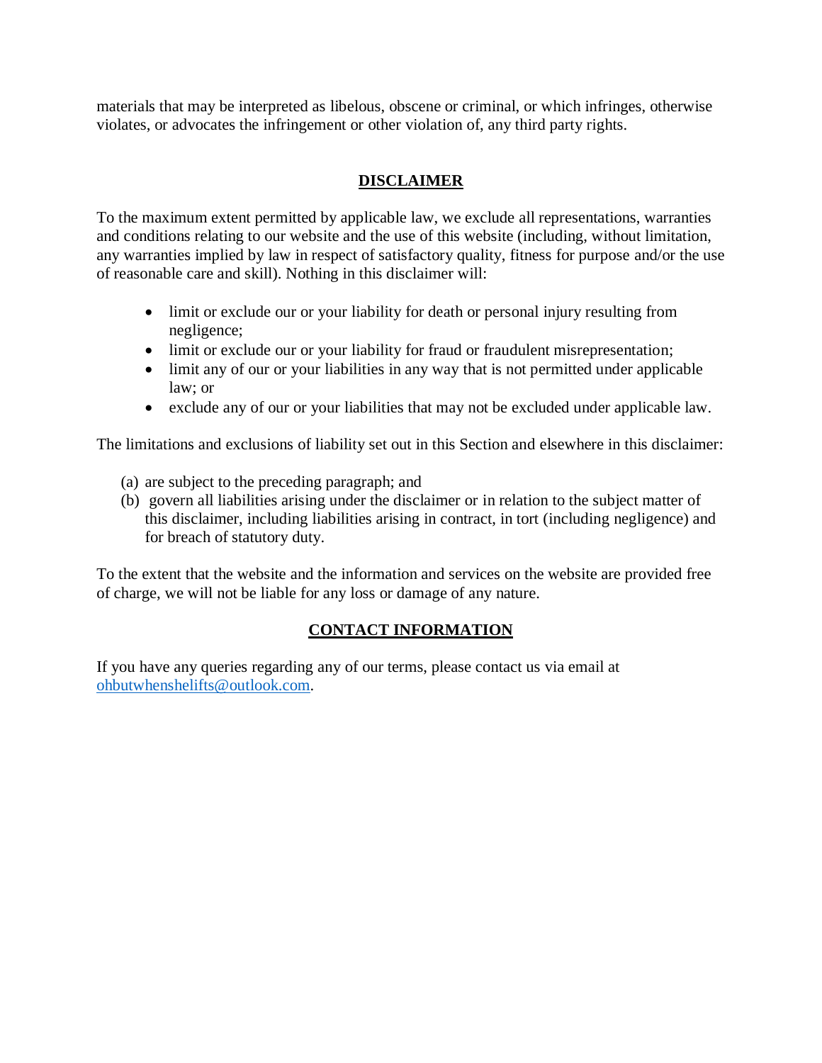materials that may be interpreted as libelous, obscene or criminal, or which infringes, otherwise violates, or advocates the infringement or other violation of, any third party rights.

## DISCLAIMER

To the maximum extent permitted by applicable law, we exclude all representations, warranties and conditions relating to our website and the use of this website (including, without limitation, any warranties implied by law in respect of satisfactory quality, fitness for purpose and/or the use of reasonable care and skill). Nothing in this disclaimer will:

- limit or exclude our or your liability for death or personal injury resulting from negligence;
- limit or exclude our or your liability for fraud or fraudulent misrepresentation;
- limit any of our or your liabilities in any way that is not permitted under applicable law; or
- exclude any of our or your liabilities that may not be excluded under applicable law.

The limitations and exclusions of liability set out in this Section and elsewhere in this disclaimer:

(a) are subject to the preceding paragraph; and
(b) govern all liabilities arising under the disclaimer or in relation to the subject matter of this disclaimer, including liabilities arising in contract, in tort (including negligence) and for breach of statutory duty.

To the extent that the website and the information and services on the website are provided free of charge, we will not be liable for any loss or damage of any nature.

## CONTACT INFORMATION

If you have any queries regarding any of our terms, please contact us via email at ohbutwhenshelifts@outlook.com.